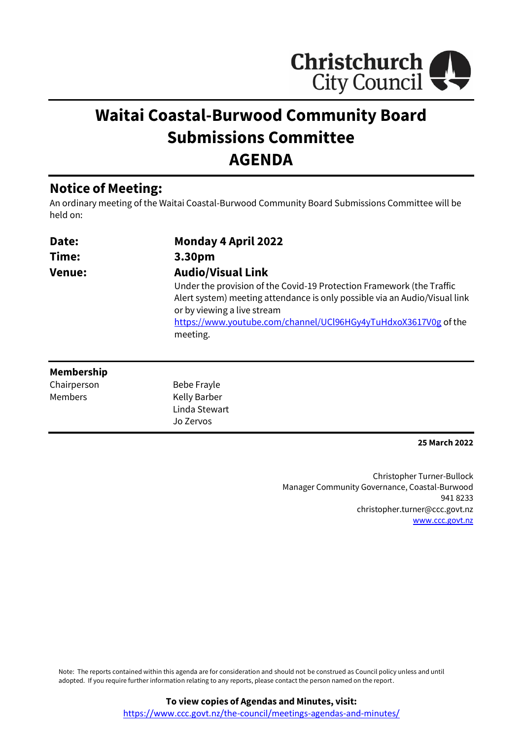Christchurch City Council

# Waitai Coastal-Burwood Community Board Submissions Committee AGENDA

## Notice of Meeting:

An ordinary meeting of the Waitai Coastal-Burwood Community Board Submissions Committee will be held on:

| | |
|---|---|
| **Date:** | **Monday 4 April 2022** |
| **Time:** | **3.30pm** |
| **Venue:** | **Audio/Visual Link** |

Under the provision of the Covid-19 Protection Framework (the Traffic Alert system) meeting attendance is only possible via an Audio/Visual link or by viewing a live stream https://www.youtube.com/channel/UCl96HGy4yTuHdxoX3617V0g of the meeting.

**Membership**

| | |
|---|---|
| Chairperson | Bebe Frayle |
| Members | Kelly Barber |
| | Linda Stewart |
| | Jo Zervos |

**25 March 2022**

Christopher Turner-Bullock
Manager Community Governance, Coastal-Burwood
941 8233
christopher.turner@ccc.govt.nz
www.ccc.govt.nz

Note: The reports contained within this agenda are for consideration and should not be construed as Council policy unless and until adopted. If you require further information relating to any reports, please contact the person named on the report.

**To view copies of Agendas and Minutes, visit:**
https://www.ccc.govt.nz/the-council/meetings-agendas-and-minutes/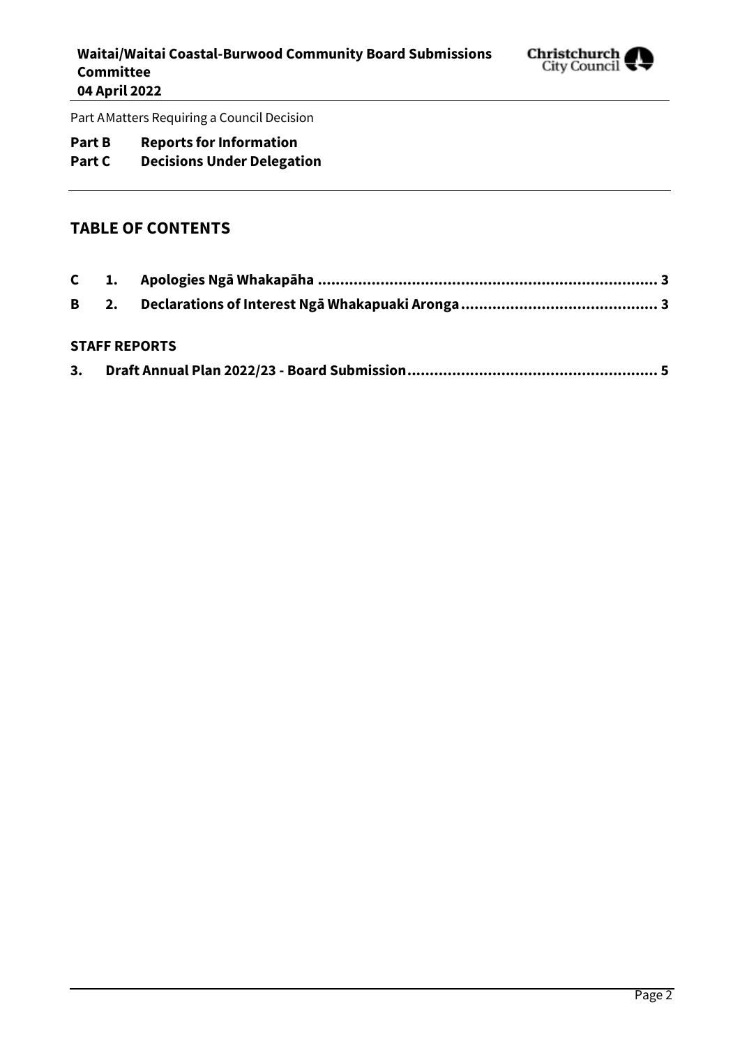Part A Matters Requiring a Council Decision

**Part B Reports for Information**
**Part C Decisions Under Delegation**

## TABLE OF CONTENTS

| | | | |
|---|---|---|---|
| **C** | **1.** | **Apologies Ngā Whakapāha** | **3** |
| **B** | **2.** | **Declarations of Interest Ngā Whakapuaki Aronga** | **3** |

**STAFF REPORTS**

| | | |
|---|---|---|
| **3.** | **Draft Annual Plan 2022/23 - Board Submission** | **5** |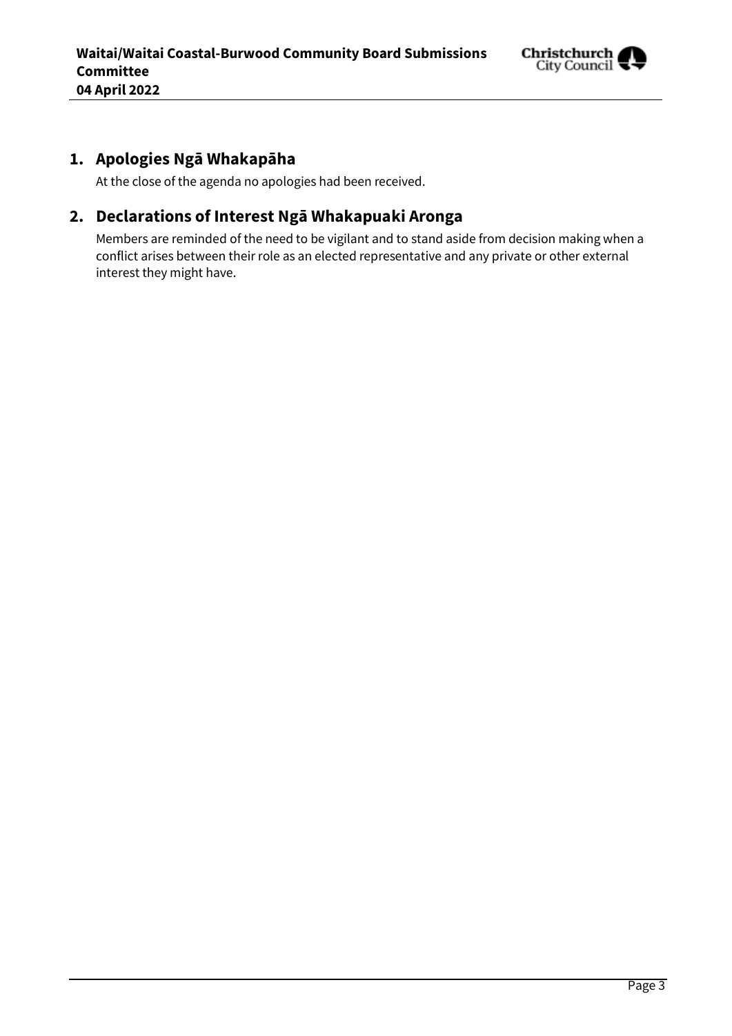## 1. Apologies Ngā Whakapāha

At the close of the agenda no apologies had been received.

## 2. Declarations of Interest Ngā Whakapuaki Aronga

Members are reminded of the need to be vigilant and to stand aside from decision making when a conflict arises between their role as an elected representative and any private or other external interest they might have.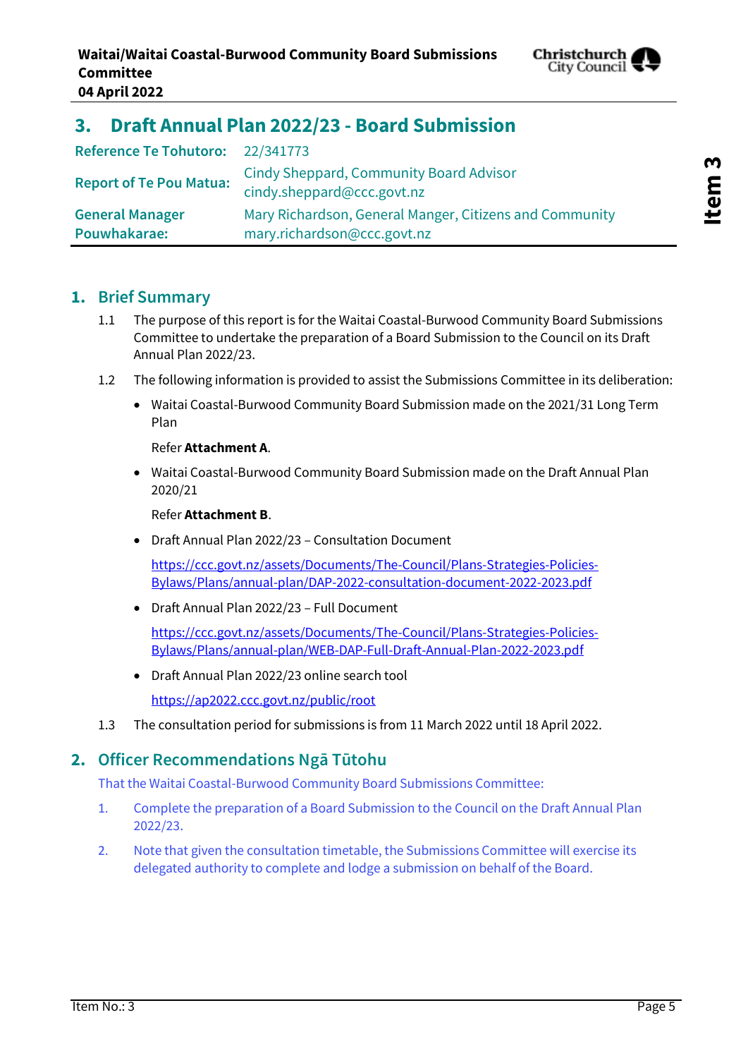# 3. Draft Annual Plan 2022/23 - Board Submission

| | |
|---|---|
| **Reference Te Tohutoro:** | 22/341773 |
| **Report of Te Pou Matua:** | Cindy Sheppard, Community Board Advisor cindy.sheppard@ccc.govt.nz |
| **General Manager Pouwhakarae:** | Mary Richardson, General Manger, Citizens and Community mary.richardson@ccc.govt.nz |

## 1. Brief Summary

1.1 The purpose of this report is for the Waitai Coastal-Burwood Community Board Submissions Committee to undertake the preparation of a Board Submission to the Council on its Draft Annual Plan 2022/23.

1.2 The following information is provided to assist the Submissions Committee in its deliberation:

- Waitai Coastal-Burwood Community Board Submission made on the 2021/31 Long Term Plan

  Refer **Attachment A**.

- Waitai Coastal-Burwood Community Board Submission made on the Draft Annual Plan 2020/21

  Refer **Attachment B**.

- Draft Annual Plan 2022/23 – Consultation Document

  https://ccc.govt.nz/assets/Documents/The-Council/Plans-Strategies-Policies-Bylaws/Plans/annual-plan/DAP-2022-consultation-document-2022-2023.pdf

- Draft Annual Plan 2022/23 – Full Document

  https://ccc.govt.nz/assets/Documents/The-Council/Plans-Strategies-Policies-Bylaws/Plans/annual-plan/WEB-DAP-Full-Draft-Annual-Plan-2022-2023.pdf

- Draft Annual Plan 2022/23 online search tool

  https://ap2022.ccc.govt.nz/public/root

1.3 The consultation period for submissions is from 11 March 2022 until 18 April 2022.

## 2. Officer Recommendations Ngā Tūtohu

That the Waitai Coastal-Burwood Community Board Submissions Committee:

1. Complete the preparation of a Board Submission to the Council on the Draft Annual Plan 2022/23.
2. Note that given the consultation timetable, the Submissions Committee will exercise its delegated authority to complete and lodge a submission on behalf of the Board.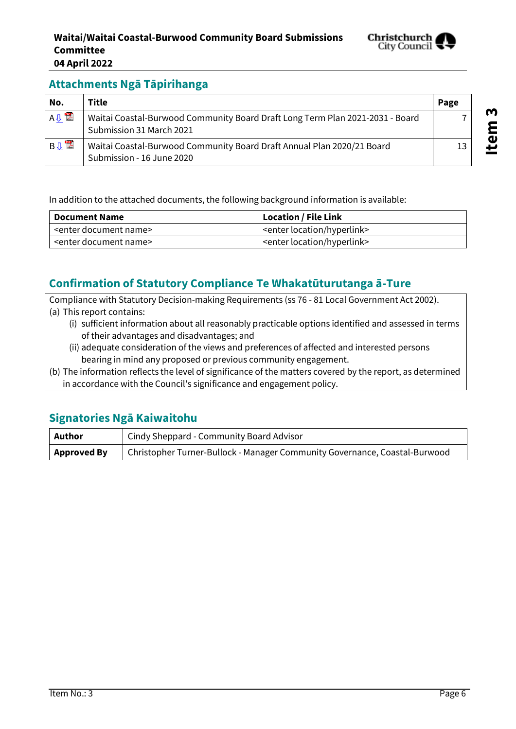## Attachments Ngā Tāpirihanga

| No. | Title | Page |
|---|---|---|
| A | Waitai Coastal-Burwood Community Board Draft Long Term Plan 2021-2031 - Board Submission 31 March 2021 | 7 |
| B | Waitai Coastal-Burwood Community Board Draft Annual Plan 2020/21 Board Submission - 16 June 2020 | 13 |

In addition to the attached documents, the following background information is available:

| Document Name | Location / File Link |
|---|---|
| <enter document name> | <enter location/hyperlink> |
| <enter document name> | <enter location/hyperlink> |

## Confirmation of Statutory Compliance Te Whakatūturutanga ā-Ture

Compliance with Statutory Decision-making Requirements (ss 76 - 81 Local Government Act 2002).

(a) This report contains:

- (i) sufficient information about all reasonably practicable options identified and assessed in terms of their advantages and disadvantages; and
- (ii) adequate consideration of the views and preferences of affected and interested persons bearing in mind any proposed or previous community engagement.

(b) The information reflects the level of significance of the matters covered by the report, as determined in accordance with the Council's significance and engagement policy.

## Signatories Ngā Kaiwaitohu

| | |
|---|---|
| **Author** | Cindy Sheppard - Community Board Advisor |
| **Approved By** | Christopher Turner-Bullock - Manager Community Governance, Coastal-Burwood |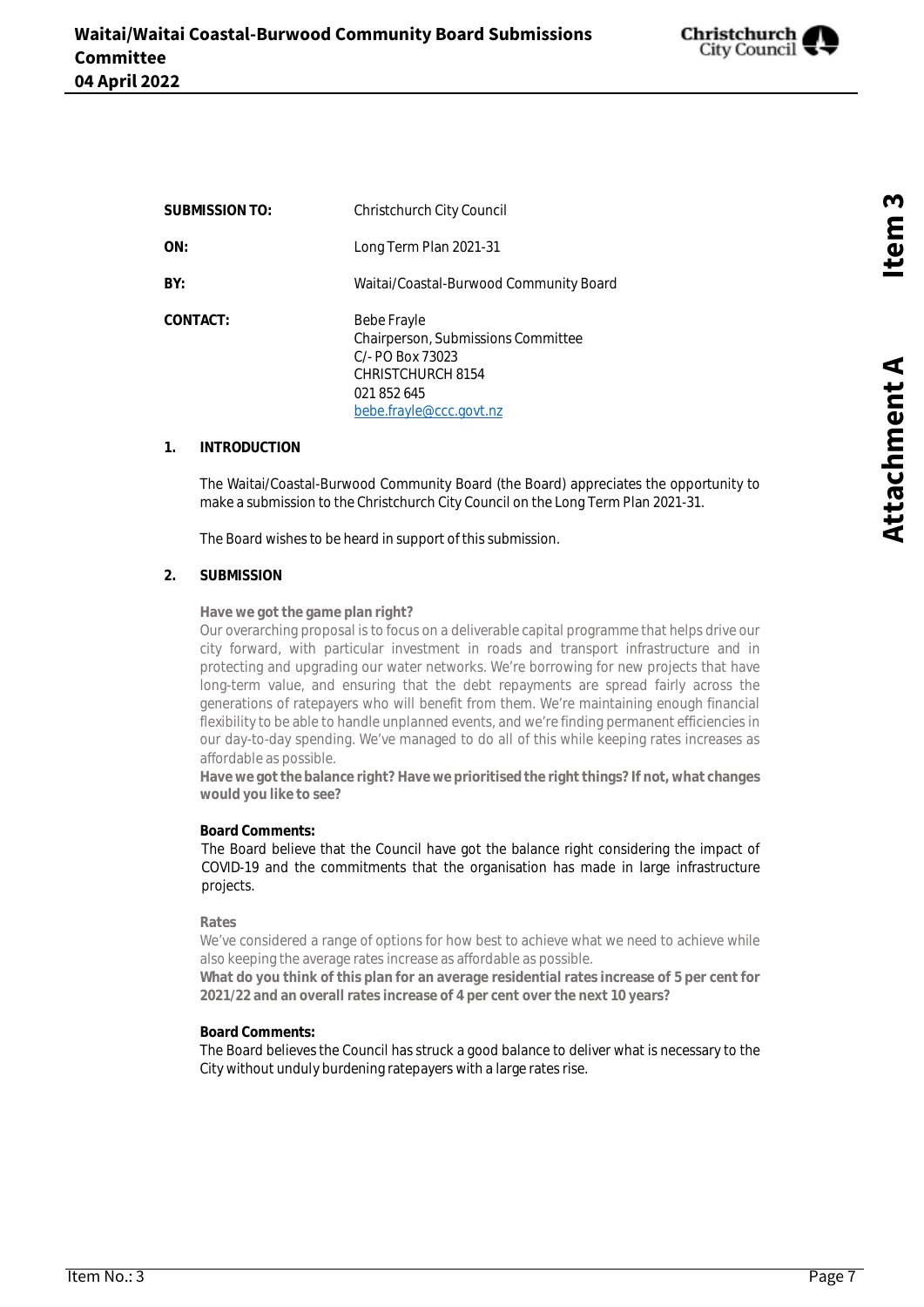| | |
|---|---|
| **SUBMISSION TO:** | Christchurch City Council |
| **ON:** | Long Term Plan 2021-31 |
| **BY:** | Waitai/Coastal-Burwood Community Board |
| **CONTACT:** | Bebe Frayle<br>Chairperson, Submissions Committee<br>C/- PO Box 73023<br>CHRISTCHURCH 8154<br>021 852 645<br>bebe.frayle@ccc.govt.nz |

## 1. INTRODUCTION

The Waitai/Coastal-Burwood Community Board (the Board) appreciates the opportunity to make a submission to the Christchurch City Council on the Long Term Plan 2021-31.

The Board wishes to be heard in support of this submission.

## 2. SUBMISSION

**Have we got the game plan right?**

Our overarching proposal is to focus on a deliverable capital programme that helps drive our city forward, with particular investment in roads and transport infrastructure and in protecting and upgrading our water networks. We're borrowing for new projects that have long-term value, and ensuring that the debt repayments are spread fairly across the generations of ratepayers who will benefit from them. We're maintaining enough financial flexibility to be able to handle unplanned events, and we're finding permanent efficiencies in our day-to-day spending. We've managed to do all of this while keeping rates increases as affordable as possible.

**Have we got the balance right? Have we prioritised the right things? If not, what changes would you like to see?**

**Board Comments:**

The Board believe that the Council have got the balance right considering the impact of COVID-19 and the commitments that the organisation has made in large infrastructure projects.

**Rates**

We've considered a range of options for how best to achieve what we need to achieve while also keeping the average rates increase as affordable as possible.

**What do you think of this plan for an average residential rates increase of 5 per cent for 2021/22 and an overall rates increase of 4 per cent over the next 10 years?**

**Board Comments:**

The Board believes the Council has struck a good balance to deliver what is necessary to the City without unduly burdening ratepayers with a large rates rise.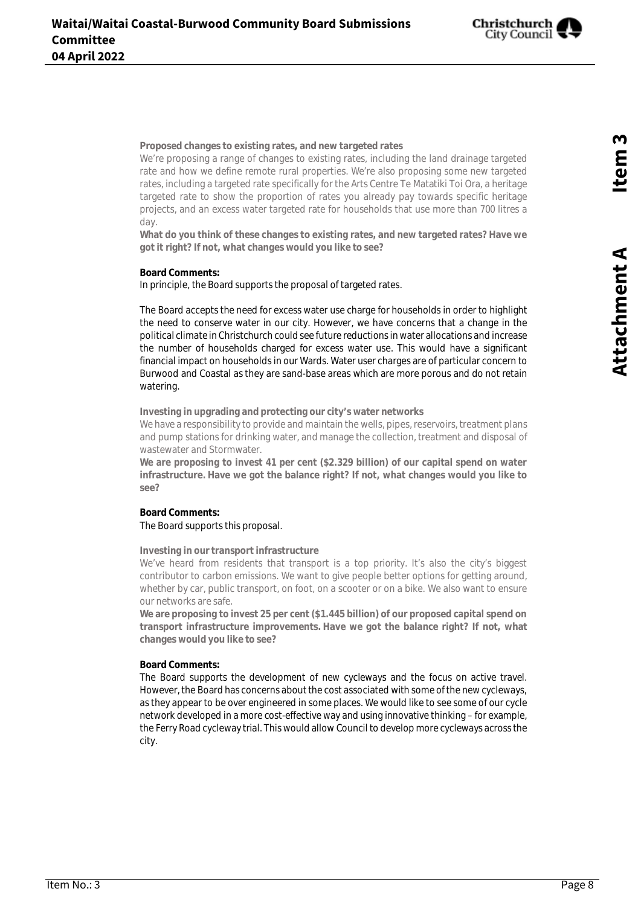**Proposed changes to existing rates, and new targeted rates**

We're proposing a range of changes to existing rates, including the land drainage targeted rate and how we define remote rural properties. We're also proposing some new targeted rates, including a targeted rate specifically for the Arts Centre Te Matatiki Toi Ora, a heritage targeted rate to show the proportion of rates you already pay towards specific heritage projects, and an excess water targeted rate for households that use more than 700 litres a day.

**What do you think of these changes to existing rates, and new targeted rates? Have we got it right? If not, what changes would you like to see?**

**Board Comments:**

In principle, the Board supports the proposal of targeted rates.

The Board accepts the need for excess water use charge for households in order to highlight the need to conserve water in our city. However, we have concerns that a change in the political climate in Christchurch could see future reductions in water allocations and increase the number of households charged for excess water use. This would have a significant financial impact on households in our Wards. Water user charges are of particular concern to Burwood and Coastal as they are sand-base areas which are more porous and do not retain watering.

**Investing in upgrading and protecting our city's water networks**

We have a responsibility to provide and maintain the wells, pipes, reservoirs, treatment plans and pump stations for drinking water, and manage the collection, treatment and disposal of wastewater and Stormwater.

**We are proposing to invest 41 per cent ($2.329 billion) of our capital spend on water infrastructure. Have we got the balance right? If not, what changes would you like to see?**

**Board Comments:**

The Board supports this proposal.

**Investing in our transport infrastructure**

We've heard from residents that transport is a top priority. It's also the city's biggest contributor to carbon emissions. We want to give people better options for getting around, whether by car, public transport, on foot, on a scooter or on a bike. We also want to ensure our networks are safe.

**We are proposing to invest 25 per cent ($1.445 billion) of our proposed capital spend on transport infrastructure improvements. Have we got the balance right? If not, what changes would you like to see?**

**Board Comments:**

The Board supports the development of new cycleways and the focus on active travel. However, the Board has concerns about the cost associated with some of the new cycleways, as they appear to be over engineered in some places. We would like to see some of our cycle network developed in a more cost-effective way and using innovative thinking – for example, the Ferry Road cycleway trial. This would allow Council to develop more cycleways across the city.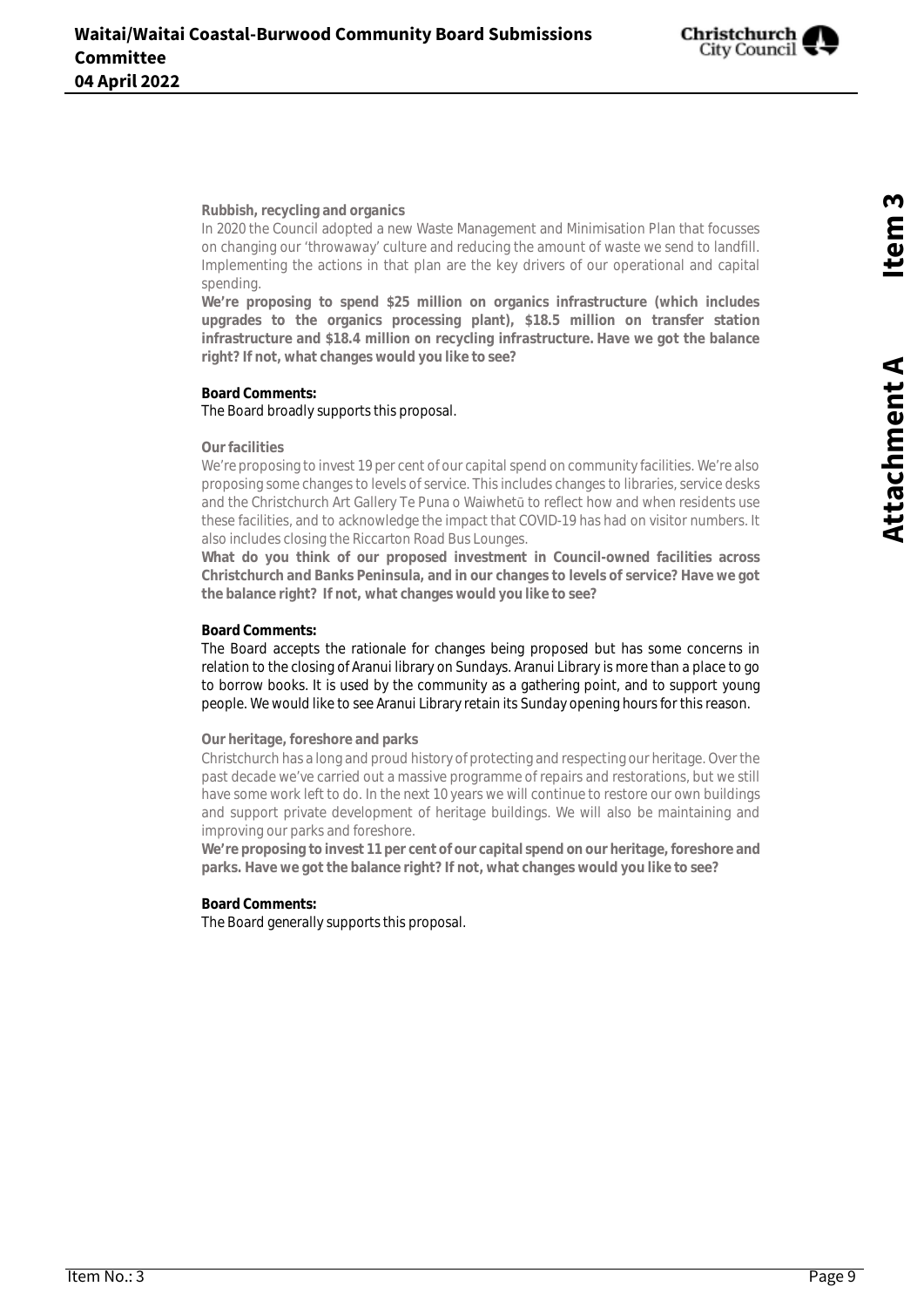**Rubbish, recycling and organics**

In 2020 the Council adopted a new Waste Management and Minimisation Plan that focusses on changing our 'throwaway' culture and reducing the amount of waste we send to landfill. Implementing the actions in that plan are the key drivers of our operational and capital spending.

**We're proposing to spend $25 million on organics infrastructure (which includes upgrades to the organics processing plant), $18.5 million on transfer station infrastructure and $18.4 million on recycling infrastructure. Have we got the balance right? If not, what changes would you like to see?**

**Board Comments:**

The Board broadly supports this proposal.

**Our facilities**

We're proposing to invest 19 per cent of our capital spend on community facilities. We're also proposing some changes to levels of service. This includes changes to libraries, service desks and the Christchurch Art Gallery Te Puna o Waiwhetū to reflect how and when residents use these facilities, and to acknowledge the impact that COVID-19 has had on visitor numbers. It also includes closing the Riccarton Road Bus Lounges.

**What do you think of our proposed investment in Council-owned facilities across Christchurch and Banks Peninsula, and in our changes to levels of service? Have we got the balance right? If not, what changes would you like to see?**

**Board Comments:**

The Board accepts the rationale for changes being proposed but has some concerns in relation to the closing of Aranui library on Sundays. Aranui Library is more than a place to go to borrow books. It is used by the community as a gathering point, and to support young people. We would like to see Aranui Library retain its Sunday opening hours for this reason.

**Our heritage, foreshore and parks**

Christchurch has a long and proud history of protecting and respecting our heritage. Over the past decade we've carried out a massive programme of repairs and restorations, but we still have some work left to do. In the next 10 years we will continue to restore our own buildings and support private development of heritage buildings. We will also be maintaining and improving our parks and foreshore.

**We're proposing to invest 11 per cent of our capital spend on our heritage, foreshore and parks. Have we got the balance right? If not, what changes would you like to see?**

**Board Comments:**

The Board generally supports this proposal.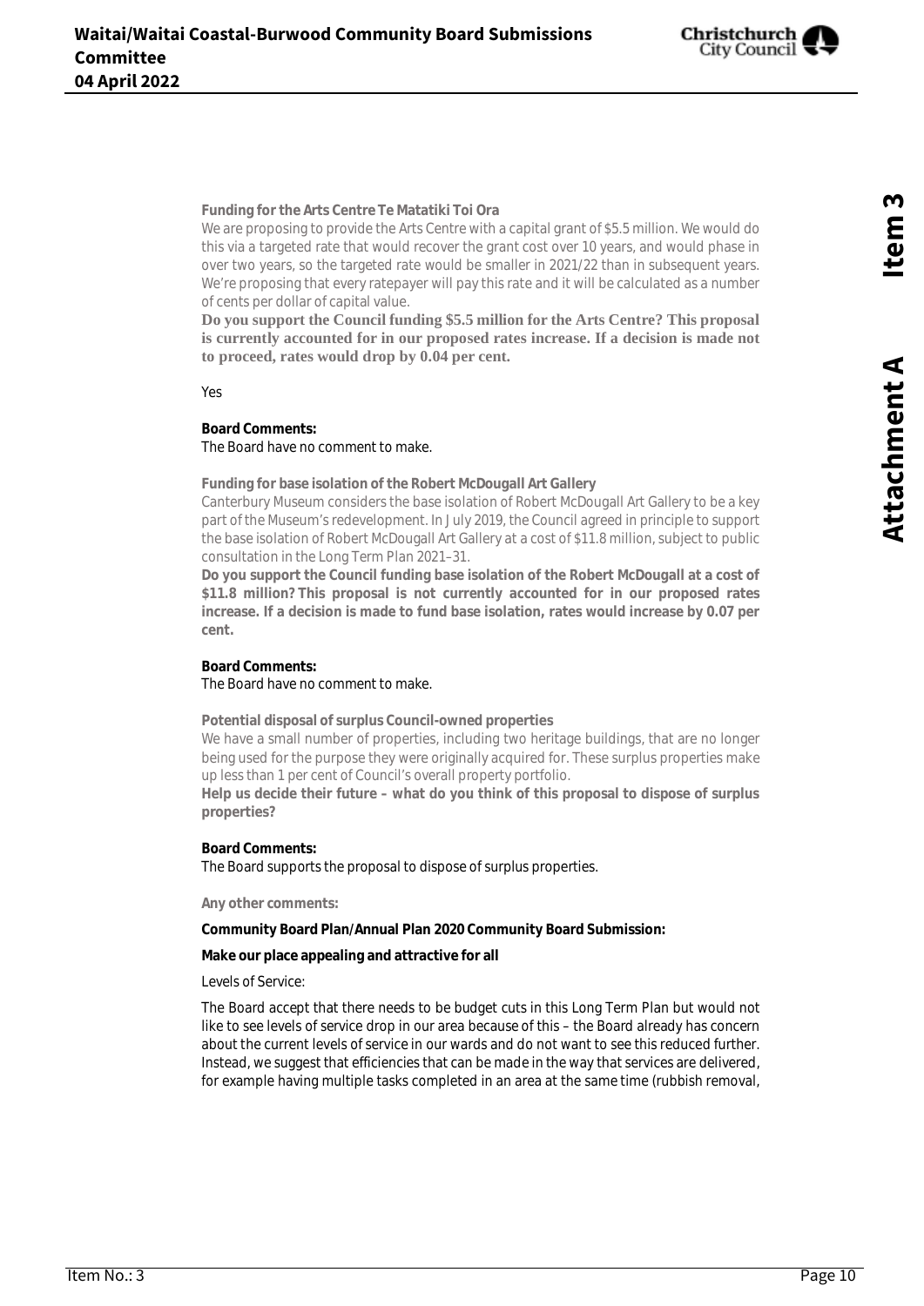**Funding for the Arts Centre Te Matatiki Toi Ora**

We are proposing to provide the Arts Centre with a capital grant of $5.5 million. We would do this via a targeted rate that would recover the grant cost over 10 years, and would phase in over two years, so the targeted rate would be smaller in 2021/22 than in subsequent years. We're proposing that every ratepayer will pay this rate and it will be calculated as a number of cents per dollar of capital value.

**Do you support the Council funding $5.5 million for the Arts Centre? This proposal is currently accounted for in our proposed rates increase. If a decision is made not to proceed, rates would drop by 0.04 per cent.**

Yes

**Board Comments:**
The Board have no comment to make.

**Funding for base isolation of the Robert McDougall Art Gallery**

Canterbury Museum considers the base isolation of Robert McDougall Art Gallery to be a key part of the Museum's redevelopment. In July 2019, the Council agreed in principle to support the base isolation of Robert McDougall Art Gallery at a cost of $11.8 million, subject to public consultation in the Long Term Plan 2021–31.

**Do you support the Council funding base isolation of the Robert McDougall at a cost of $11.8 million? This proposal is not currently accounted for in our proposed rates increase. If a decision is made to fund base isolation, rates would increase by 0.07 per cent.**

**Board Comments:**
The Board have no comment to make.

**Potential disposal of surplus Council-owned properties**

We have a small number of properties, including two heritage buildings, that are no longer being used for the purpose they were originally acquired for. These surplus properties make up less than 1 per cent of Council's overall property portfolio.

**Help us decide their future – what do you think of this proposal to dispose of surplus properties?**

**Board Comments:**
The Board supports the proposal to dispose of surplus properties.

**Any other comments:**

**Community Board Plan/Annual Plan 2020 Community Board Submission:**

**Make our place appealing and attractive for all**

Levels of Service:

The Board accept that there needs to be budget cuts in this Long Term Plan but would not like to see levels of service drop in our area because of this – the Board already has concern about the current levels of service in our wards and do not want to see this reduced further. Instead, we suggest that efficiencies that can be made in the way that services are delivered, for example having multiple tasks completed in an area at the same time (rubbish removal,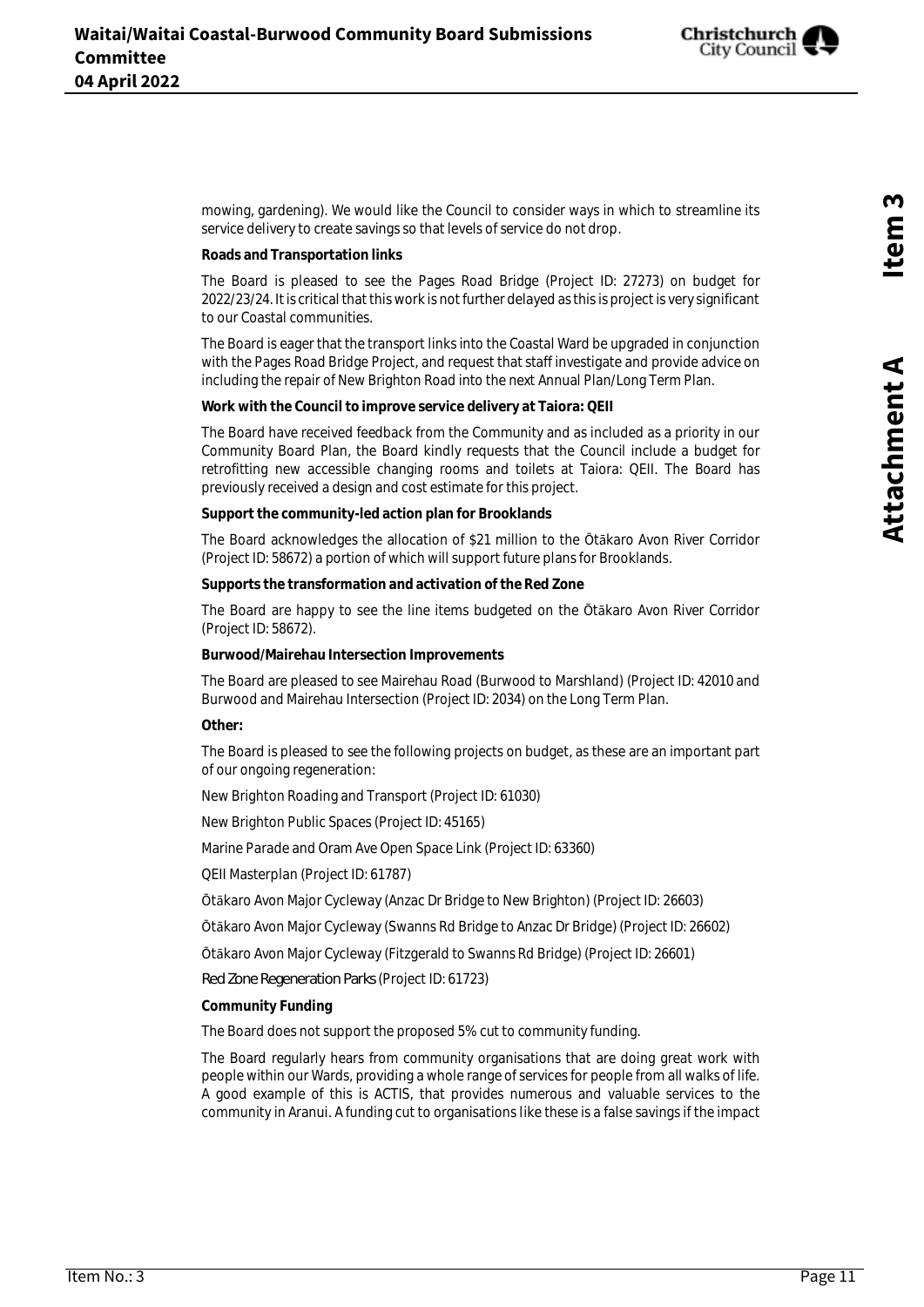mowing, gardening). We would like the Council to consider ways in which to streamline its service delivery to create savings so that levels of service do not drop.

**Roads and Transportation links**

The Board is pleased to see the Pages Road Bridge (Project ID: 27273) on budget for 2022/23/24. It is critical that this work is not further delayed as this is project is very significant to our Coastal communities.

The Board is eager that the transport links into the Coastal Ward be upgraded in conjunction with the Pages Road Bridge Project, and request that staff investigate and provide advice on including the repair of New Brighton Road into the next Annual Plan/Long Term Plan.

**Work with the Council to improve service delivery at Taiora: QEII**

The Board have received feedback from the Community and as included as a priority in our Community Board Plan, the Board kindly requests that the Council include a budget for retrofitting new accessible changing rooms and toilets at Taiora: QEII. The Board has previously received a design and cost estimate for this project.

**Support the community-led action plan for Brooklands**

The Board acknowledges the allocation of $21 million to the Ōtākaro Avon River Corridor (Project ID: 58672) a portion of which will support future plans for Brooklands.

**Supports the transformation and activation of the Red Zone**

The Board are happy to see the line items budgeted on the Ōtākaro Avon River Corridor (Project ID: 58672).

**Burwood/Mairehau Intersection Improvements**

The Board are pleased to see Mairehau Road (Burwood to Marshland) (Project ID: 42010 and Burwood and Mairehau Intersection (Project ID: 2034) on the Long Term Plan.

**Other:**

The Board is pleased to see the following projects on budget, as these are an important part of our ongoing regeneration:

New Brighton Roading and Transport (Project ID: 61030)

New Brighton Public Spaces (Project ID: 45165)

Marine Parade and Oram Ave Open Space Link (Project ID: 63360)

QEII Masterplan (Project ID: 61787)

Ōtākaro Avon Major Cycleway (Anzac Dr Bridge to New Brighton) (Project ID: 26603)

Ōtākaro Avon Major Cycleway (Swanns Rd Bridge to Anzac Dr Bridge) (Project ID: 26602)

Ōtākaro Avon Major Cycleway (Fitzgerald to Swanns Rd Bridge) (Project ID: 26601)

Red Zone Regeneration Parks (Project ID: 61723)

**Community Funding**

The Board does not support the proposed 5% cut to community funding.

The Board regularly hears from community organisations that are doing great work with people within our Wards, providing a whole range of services for people from all walks of life. A good example of this is ACTIS, that provides numerous and valuable services to the community in Aranui. A funding cut to organisations like these is a false savings if the impact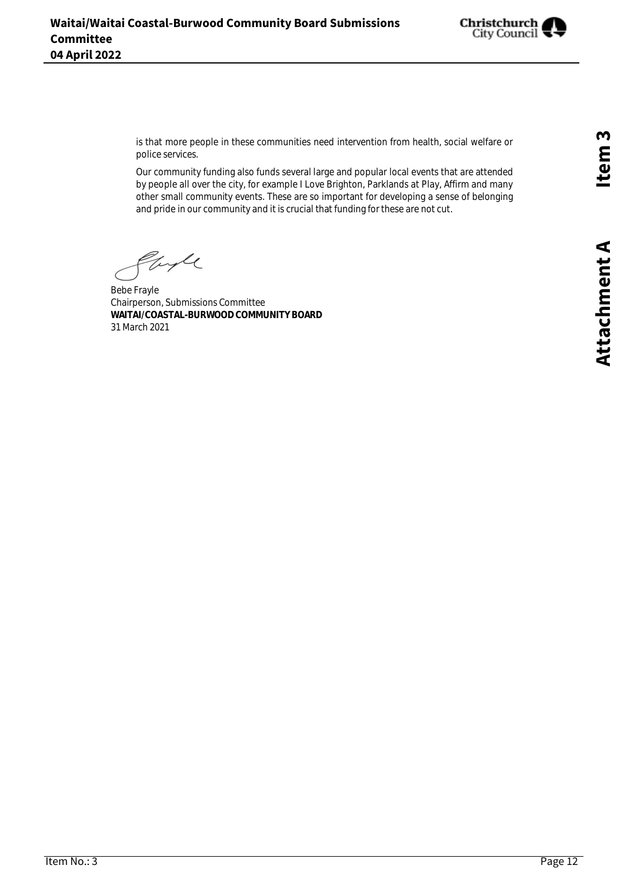is that more people in these communities need intervention from health, social welfare or police services.

Our community funding also funds several large and popular local events that are attended by people all over the city, for example I Love Brighton, Parklands at Play, Affirm and many other small community events. These are so important for developing a sense of belonging and pride in our community and it is crucial that funding for these are not cut.

Bebe Frayle
Chairperson, Submissions Committee
**WAITAI/COASTAL-BURWOOD COMMUNITY BOARD**
31 March 2021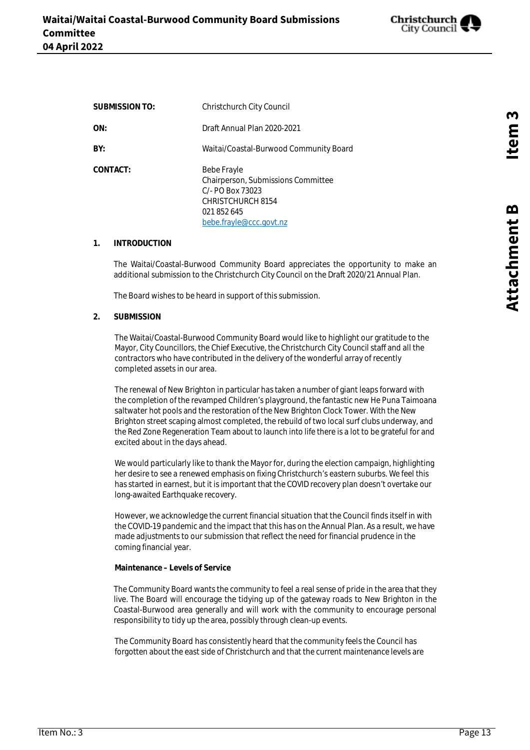| | |
|---|---|
| **SUBMISSION TO:** | Christchurch City Council |
| **ON:** | Draft Annual Plan 2020-2021 |
| **BY:** | Waitai/Coastal-Burwood Community Board |
| **CONTACT:** | Bebe Frayle<br>Chairperson, Submissions Committee<br>C/- PO Box 73023<br>CHRISTCHURCH 8154<br>021 852 645<br>[bebe.frayle@ccc.govt.nz](mailto:bebe.frayle@ccc.govt.nz) |

## 1. INTRODUCTION

The Waitai/Coastal-Burwood Community Board appreciates the opportunity to make an additional submission to the Christchurch City Council on the Draft 2020/21 Annual Plan.

The Board wishes to be heard in support of this submission.

## 2. SUBMISSION

The Waitai/Coastal-Burwood Community Board would like to highlight our gratitude to the Mayor, City Councillors, the Chief Executive, the Christchurch City Council staff and all the contractors who have contributed in the delivery of the wonderful array of recently completed assets in our area.

The renewal of New Brighton in particular has taken a number of giant leaps forward with the completion of the revamped Children's playground, the fantastic new He Puna Taimoana saltwater hot pools and the restoration of the New Brighton Clock Tower. With the New Brighton street scaping almost completed, the rebuild of two local surf clubs underway, and the Red Zone Regeneration Team about to launch into life there is a lot to be grateful for and excited about in the days ahead.

We would particularly like to thank the Mayor for, during the election campaign, highlighting her desire to see a renewed emphasis on fixing Christchurch's eastern suburbs. We feel this has started in earnest, but it is important that the COVID recovery plan doesn't overtake our long-awaited Earthquake recovery.

However, we acknowledge the current financial situation that the Council finds itself in with the COVID-19 pandemic and the impact that this has on the Annual Plan. As a result, we have made adjustments to our submission that reflect the need for financial prudence in the coming financial year.

**Maintenance – Levels of Service**

The Community Board wants the community to feel a real sense of pride in the area that they live. The Board will encourage the tidying up of the gateway roads to New Brighton in the Coastal-Burwood area generally and will work with the community to encourage personal responsibility to tidy up the area, possibly through clean-up events.

The Community Board has consistently heard that the community feels the Council has forgotten about the east side of Christchurch and that the current maintenance levels are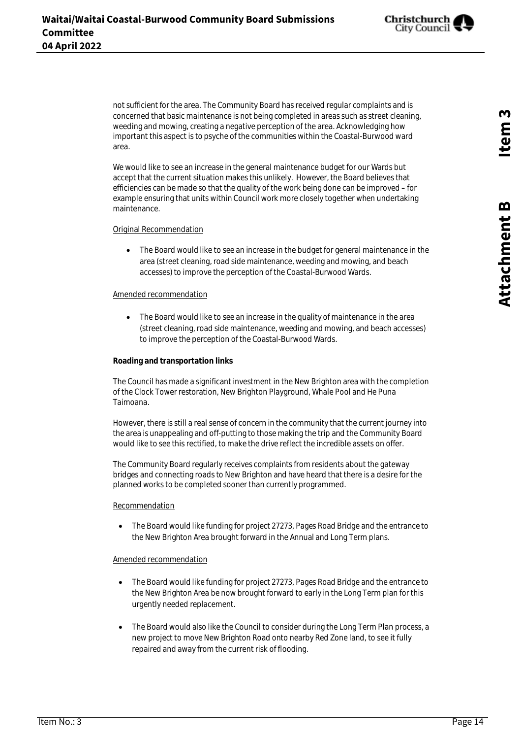not sufficient for the area. The Community Board has received regular complaints and is concerned that basic maintenance is not being completed in areas such as street cleaning, weeding and mowing, creating a negative perception of the area. Acknowledging how important this aspect is to psyche of the communities within the Coastal-Burwood ward area.

We would like to see an increase in the general maintenance budget for our Wards but accept that the current situation makes this unlikely. However, the Board believes that efficiencies can be made so that the quality of the work being done can be improved – for example ensuring that units within Council work more closely together when undertaking maintenance.

<u>Original Recommendation</u>

- The Board would like to see an increase in the budget for general maintenance in the area (street cleaning, road side maintenance, weeding and mowing, and beach accesses) to improve the perception of the Coastal-Burwood Wards.

<u>Amended recommendation</u>

- The Board would like to see an increase in the <u>quality</u> of maintenance in the area (street cleaning, road side maintenance, weeding and mowing, and beach accesses) to improve the perception of the Coastal-Burwood Wards.

**Roading and transportation links**

The Council has made a significant investment in the New Brighton area with the completion of the Clock Tower restoration, New Brighton Playground, Whale Pool and He Puna Taimoana.

However, there is still a real sense of concern in the community that the current journey into the area is unappealing and off-putting to those making the trip and the Community Board would like to see this rectified, to make the drive reflect the incredible assets on offer.

The Community Board regularly receives complaints from residents about the gateway bridges and connecting roads to New Brighton and have heard that there is a desire for the planned works to be completed sooner than currently programmed.

<u>Recommendation</u>

- The Board would like funding for project 27273, Pages Road Bridge and the entrance to the New Brighton Area brought forward in the Annual and Long Term plans.

<u>Amended recommendation</u>

- The Board would like funding for project 27273, Pages Road Bridge and the entrance to the New Brighton Area be now brought forward to early in the Long Term plan for this urgently needed replacement.
- The Board would also like the Council to consider during the Long Term Plan process, a new project to move New Brighton Road onto nearby Red Zone land, to see it fully repaired and away from the current risk of flooding.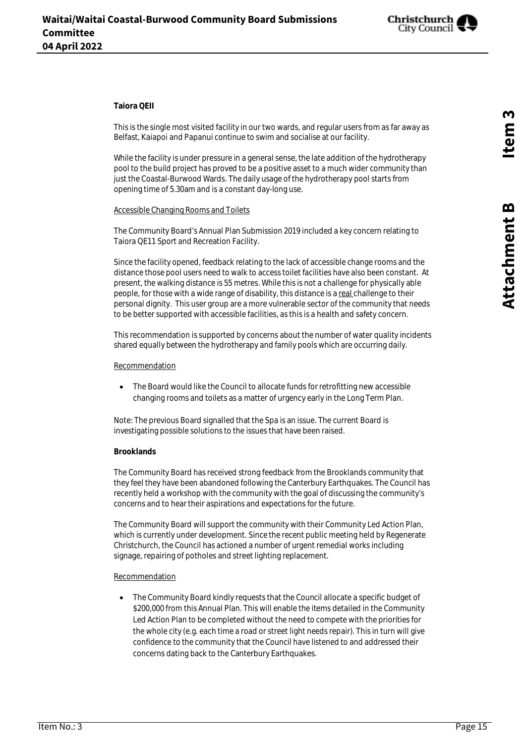**Taiora QEII**

This is the single most visited facility in our two wards, and regular users from as far away as Belfast, Kaiapoi and Papanui continue to swim and socialise at our facility.

While the facility is under pressure in a general sense, the late addition of the hydrotherapy pool to the build project has proved to be a positive asset to a much wider community than just the Coastal-Burwood Wards. The daily usage of the hydrotherapy pool starts from opening time of 5.30am and is a constant day-long use.

Accessible Changing Rooms and Toilets

The Community Board's Annual Plan Submission 2019 included a key concern relating to Taiora QE11 Sport and Recreation Facility.

Since the facility opened, feedback relating to the lack of accessible change rooms and the distance those pool users need to walk to access toilet facilities have also been constant. At present, the walking distance is 55 metres. While this is not a challenge for physically able people, for those with a wide range of disability, this distance is a real challenge to their personal dignity. This user group are a more vulnerable sector of the community that needs to be better supported with accessible facilities, as this is a health and safety concern.

This recommendation is supported by concerns about the number of water quality incidents shared equally between the hydrotherapy and family pools which are occurring daily.

Recommendation

- The Board would like the Council to allocate funds for retrofitting new accessible changing rooms and toilets as a matter of urgency early in the Long Term Plan.

Note: The previous Board signalled that the Spa is an issue. The current Board is investigating possible solutions to the issues that have been raised.

**Brooklands**

The Community Board has received strong feedback from the Brooklands community that they feel they have been abandoned following the Canterbury Earthquakes. The Council has recently held a workshop with the community with the goal of discussing the community's concerns and to hear their aspirations and expectations for the future.

The Community Board will support the community with their Community Led Action Plan, which is currently under development. Since the recent public meeting held by Regenerate Christchurch, the Council has actioned a number of urgent remedial works including signage, repairing of potholes and street lighting replacement.

Recommendation

- The Community Board kindly requests that the Council allocate a specific budget of $200,000 from this Annual Plan. This will enable the items detailed in the Community Led Action Plan to be completed without the need to compete with the priorities for the whole city (e.g. each time a road or street light needs repair). This in turn will give confidence to the community that the Council have listened to and addressed their concerns dating back to the Canterbury Earthquakes.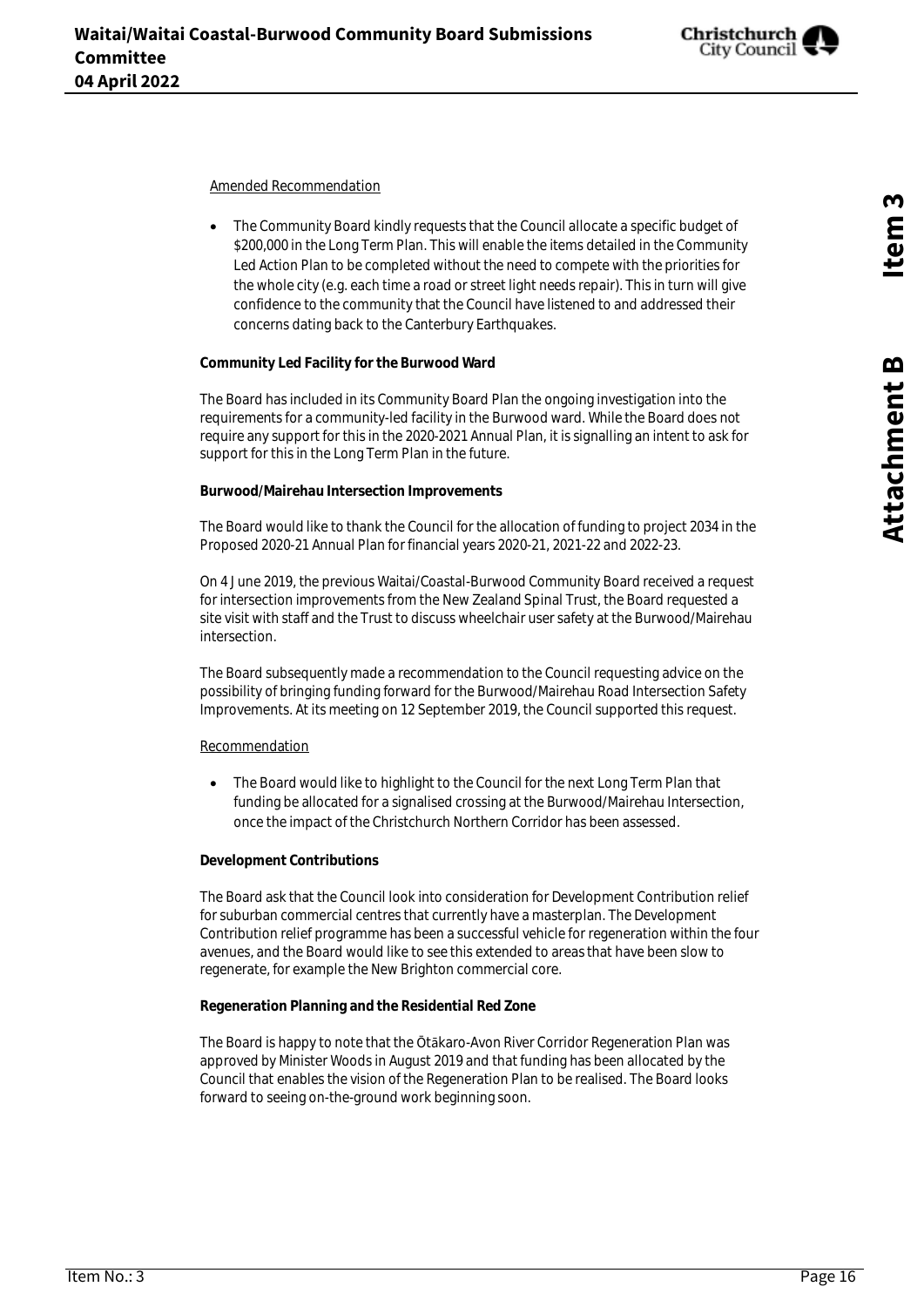Amended Recommendation

- The Community Board kindly requests that the Council allocate a specific budget of $200,000 in the Long Term Plan. This will enable the items detailed in the Community Led Action Plan to be completed without the need to compete with the priorities for the whole city (e.g. each time a road or street light needs repair). This in turn will give confidence to the community that the Council have listened to and addressed their concerns dating back to the Canterbury Earthquakes.

**Community Led Facility for the Burwood Ward**

The Board has included in its Community Board Plan the ongoing investigation into the requirements for a community-led facility in the Burwood ward. While the Board does not require any support for this in the 2020-2021 Annual Plan, it is signalling an intent to ask for support for this in the Long Term Plan in the future.

**Burwood/Mairehau Intersection Improvements**

The Board would like to thank the Council for the allocation of funding to project 2034 in the Proposed 2020-21 Annual Plan for financial years 2020-21, 2021-22 and 2022-23.

On 4 June 2019, the previous Waitai/Coastal-Burwood Community Board received a request for intersection improvements from the New Zealand Spinal Trust, the Board requested a site visit with staff and the Trust to discuss wheelchair user safety at the Burwood/Mairehau intersection.

The Board subsequently made a recommendation to the Council requesting advice on the possibility of bringing funding forward for the Burwood/Mairehau Road Intersection Safety Improvements. At its meeting on 12 September 2019, the Council supported this request.

Recommendation

- The Board would like to highlight to the Council for the next Long Term Plan that funding be allocated for a signalised crossing at the Burwood/Mairehau Intersection, once the impact of the Christchurch Northern Corridor has been assessed.

**Development Contributions**

The Board ask that the Council look into consideration for Development Contribution relief for suburban commercial centres that currently have a masterplan. The Development Contribution relief programme has been a successful vehicle for regeneration within the four avenues, and the Board would like to see this extended to areas that have been slow to regenerate, for example the New Brighton commercial core.

**Regeneration Planning and the Residential Red Zone**

The Board is happy to note that the Ōtākaro-Avon River Corridor Regeneration Plan was approved by Minister Woods in August 2019 and that funding has been allocated by the Council that enables the vision of the Regeneration Plan to be realised. The Board looks forward to seeing on-the-ground work beginning soon.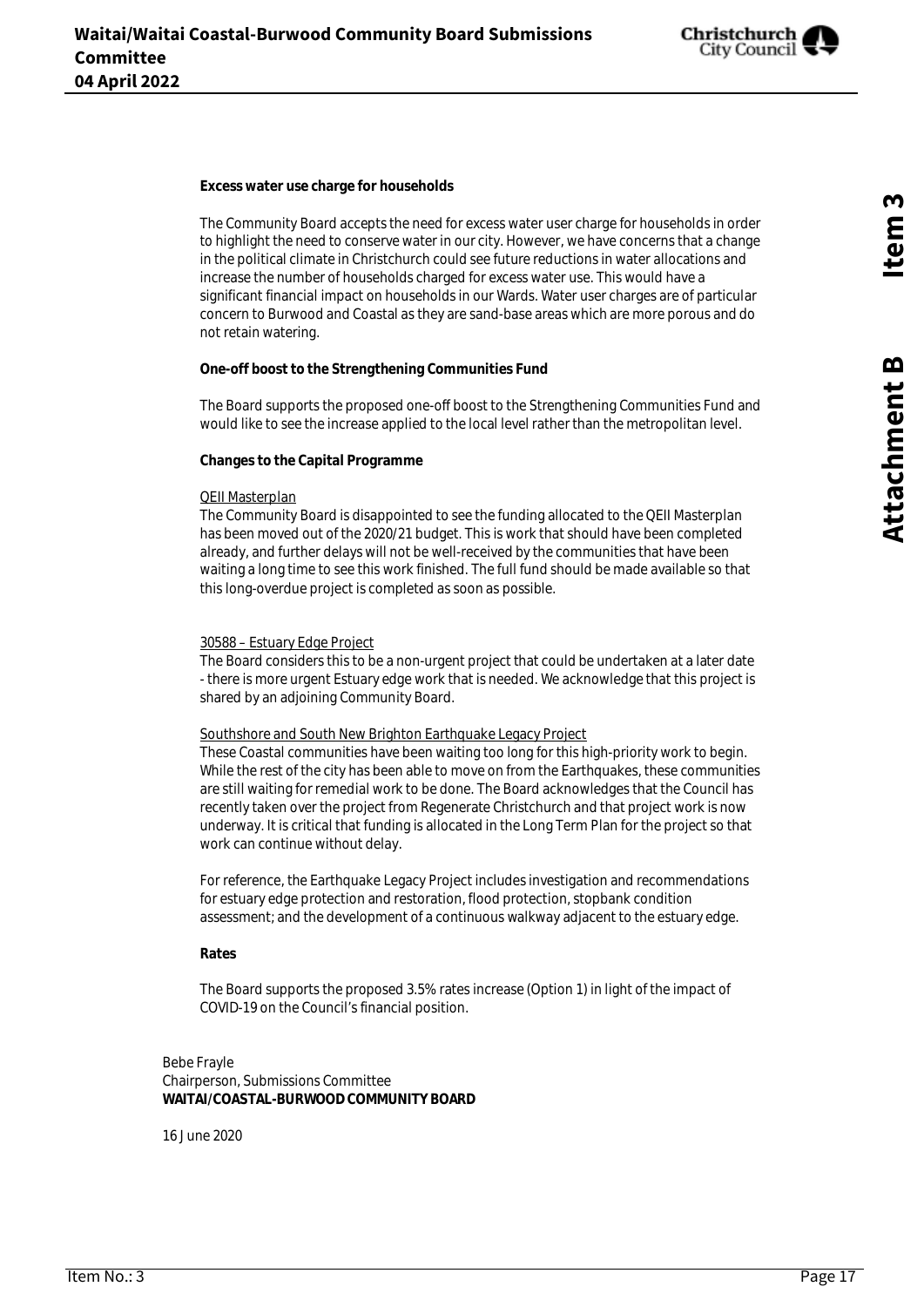**Excess water use charge for households**

The Community Board accepts the need for excess water user charge for households in order to highlight the need to conserve water in our city. However, we have concerns that a change in the political climate in Christchurch could see future reductions in water allocations and increase the number of households charged for excess water use. This would have a significant financial impact on households in our Wards. Water user charges are of particular concern to Burwood and Coastal as they are sand-base areas which are more porous and do not retain watering.

**One-off boost to the Strengthening Communities Fund**

The Board supports the proposed one-off boost to the Strengthening Communities Fund and would like to see the increase applied to the local level rather than the metropolitan level.

**Changes to the Capital Programme**

<u>QEII Masterplan</u>

The Community Board is disappointed to see the funding allocated to the QEII Masterplan has been moved out of the 2020/21 budget. This is work that should have been completed already, and further delays will not be well-received by the communities that have been waiting a long time to see this work finished. The full fund should be made available so that this long-overdue project is completed as soon as possible.

<u>30588 – Estuary Edge Project</u>

The Board considers this to be a non-urgent project that could be undertaken at a later date - there is more urgent Estuary edge work that is needed. We acknowledge that this project is shared by an adjoining Community Board.

<u>Southshore and South New Brighton Earthquake Legacy Project</u>

These Coastal communities have been waiting too long for this high-priority work to begin. While the rest of the city has been able to move on from the Earthquakes, these communities are still waiting for remedial work to be done. The Board acknowledges that the Council has recently taken over the project from Regenerate Christchurch and that project work is now underway. It is critical that funding is allocated in the Long Term Plan for the project so that work can continue without delay.

For reference, the Earthquake Legacy Project includes investigation and recommendations for estuary edge protection and restoration, flood protection, stopbank condition assessment; and the development of a continuous walkway adjacent to the estuary edge.

**Rates**

The Board supports the proposed 3.5% rates increase (Option 1) in light of the impact of COVID-19 on the Council's financial position.

Bebe Frayle
Chairperson, Submissions Committee
**WAITAI/COASTAL-BURWOOD COMMUNITY BOARD**

16 June 2020